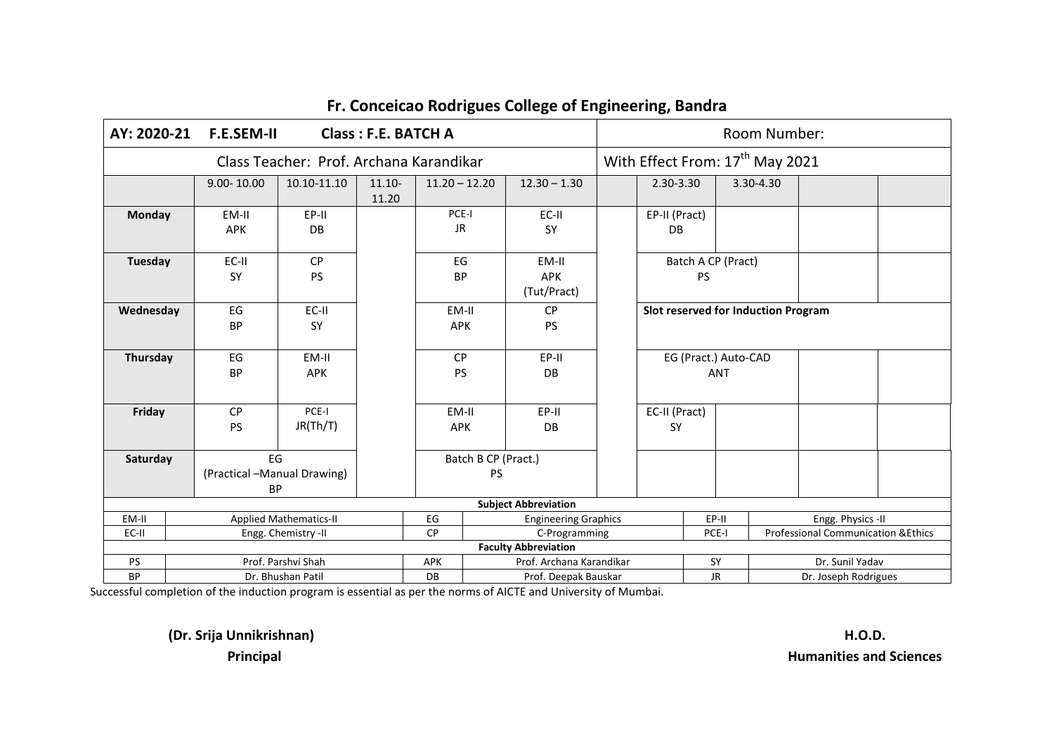# Fr. Conceicao Rodrigues College of Engineering, Bandra

| AY: 2020-21 F.E.SEM-II | Class : F.E. BATCH A | | | | | | Room Number: | | | |
|---|---|---|---|---|---|---|---|---|---|---|
| Class Teacher: Prof. Archana Karandikar | | | | | | | With Effect From: 17th May 2021 | | | |
| | 9.00- 10.00 | 10.10-11.10 | 11.10-11.20 | 11.20 – 12.20 | 12.30 – 1.30 | | 2.30-3.30 | 3.30-4.30 | | |
| **Monday** | EM-II APK | EP-II DB | | PCE-I JR | EC-II SY | | EP-II (Pract) DB | | | |
| **Tuesday** | EC-II SY | CP PS | | EG BP | EM-II APK (Tut/Pract) | | Batch A CP (Pract) PS | | | |
| **Wednesday** | EG BP | EC-II SY | | EM-II APK | CP PS | | **Slot reserved for Induction Program** | | | |
| **Thursday** | EG BP | EM-II APK | | CP PS | EP-II DB | | EG (Pract.) Auto-CAD ANT | | | |
| **Friday** | CP PS | PCE-I JR(Th/T) | | EM-II APK | EP-II DB | | EC-II (Pract) SY | | | |
| **Saturday** | EG (Practical –Manual Drawing) BP | | | Batch B CP (Pract.) PS | | | | | | |

**Subject Abbreviation**

| Abbreviation | Subject | Abbreviation | Subject | Abbreviation | Subject |
|---|---|---|---|---|---|
| EM-II | Applied Mathematics-II | EG | Engineering Graphics | EP-II | Engg. Physics -II |
| EC-II | Engg. Chemistry -II | CP | C-Programming | PCE-I | Professional Communication &Ethics |

**Faculty Abbreviation**

| Abbreviation | Faculty | Abbreviation | Faculty | Abbreviation | Faculty |
|---|---|---|---|---|---|
| PS | Prof. Parshvi Shah | APK | Prof. Archana Karandikar | SY | Dr. Sunil Yadav |
| BP | Dr. Bhushan Patil | DB | Prof. Deepak Bauskar | JR | Dr. Joseph Rodrigues |

Successful completion of the induction program is essential as per the norms of AICTE and University of Mumbai.

**(Dr. Srija Unnikrishnan)**
**Principal**

**H.O.D.**
**Humanities and Sciences**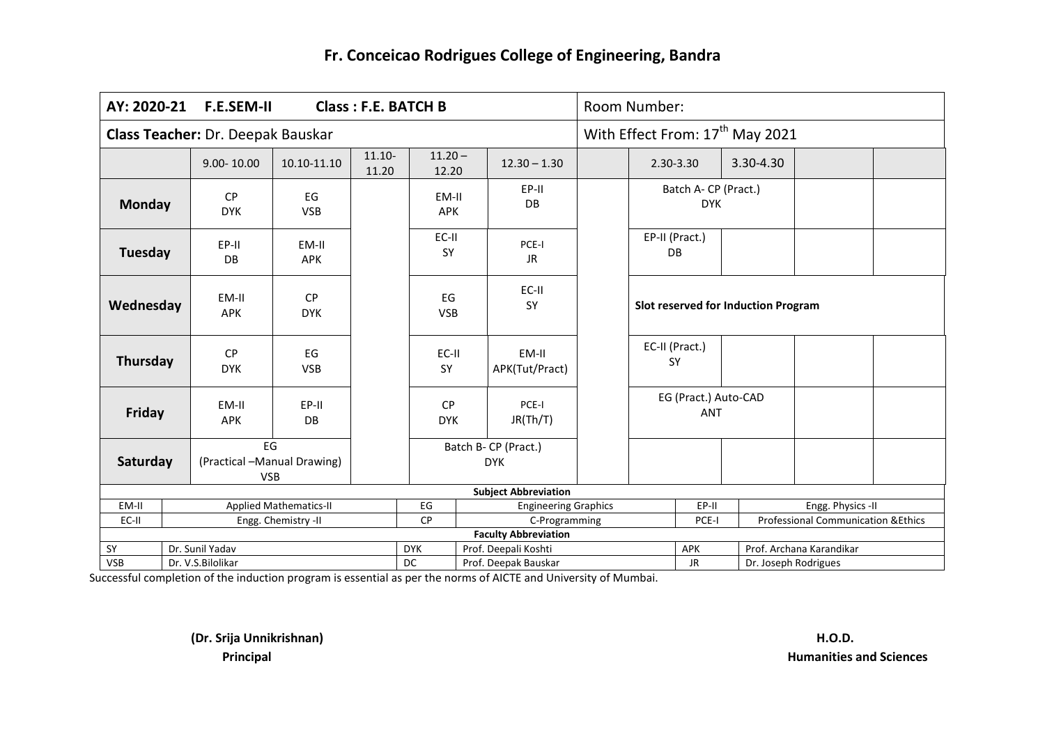# Fr. Conceicao Rodrigues College of Engineering, Bandra

| AY: 2020-21 F.E.SEM-II | | | Class : F.E. BATCH B | | | Room Number: | | | | |
|---|---|---|---|---|---|---|---|---|---|---|
| **Class Teacher:** Dr. Deepak Bauskar | | | | | | With Effect From: 17[th] May 2021 | | | | |
| | 9.00- 10.00 | 10.10-11.10 | 11.10-11.20 | 11.20 – 12.20 | 12.30 – 1.30 | | 2.30-3.30 | 3.30-4.30 | | |
| **Monday** | CP DYK | EG VSB | | EM-II APK | EP-II DB | | Batch A- CP (Pract.) DYK | | | |
| **Tuesday** | EP-II DB | EM-II APK | | EC-II SY | PCE-I JR | | EP-II (Pract.) DB | | | |
| **Wednesday** | EM-II APK | CP DYK | | EG VSB | EC-II SY | | **Slot reserved for Induction Program** | | | |
| **Thursday** | CP DYK | EG VSB | | EC-II SY | EM-II APK(Tut/Pract) | | EC-II (Pract.) SY | | | |
| **Friday** | EM-II APK | EP-II DB | | CP DYK | PCE-I JR(Th/T) | | EG (Pract.) Auto-CAD ANT | | | |
| **Saturday** | EG (Practical –Manual Drawing) VSB | | | Batch B- CP (Pract.) DYK | | | | | | |

**Subject Abbreviation**

| | | | | | |
|---|---|---|---|---|---|
| EM-II | Applied Mathematics-II | EG | Engineering Graphics | EP-II | Engg. Physics -II |
| EC-II | Engg. Chemistry -II | CP | C-Programming | PCE-I | Professional Communication &Ethics |

**Faculty Abbreviation**

| | | | | | |
|---|---|---|---|---|---|
| SY | Dr. Sunil Yadav | DYK | Prof. Deepali Koshti | APK | Prof. Archana Karandikar |
| VSB | Dr. V.S.Bilolikar | DC | Prof. Deepak Bauskar | JR | Dr. Joseph Rodrigues |

Successful completion of the induction program is essential as per the norms of AICTE and University of Mumbai.

**(Dr. Srija Unnikrishnan)**
**Principal**

**H.O.D.**
**Humanities and Sciences**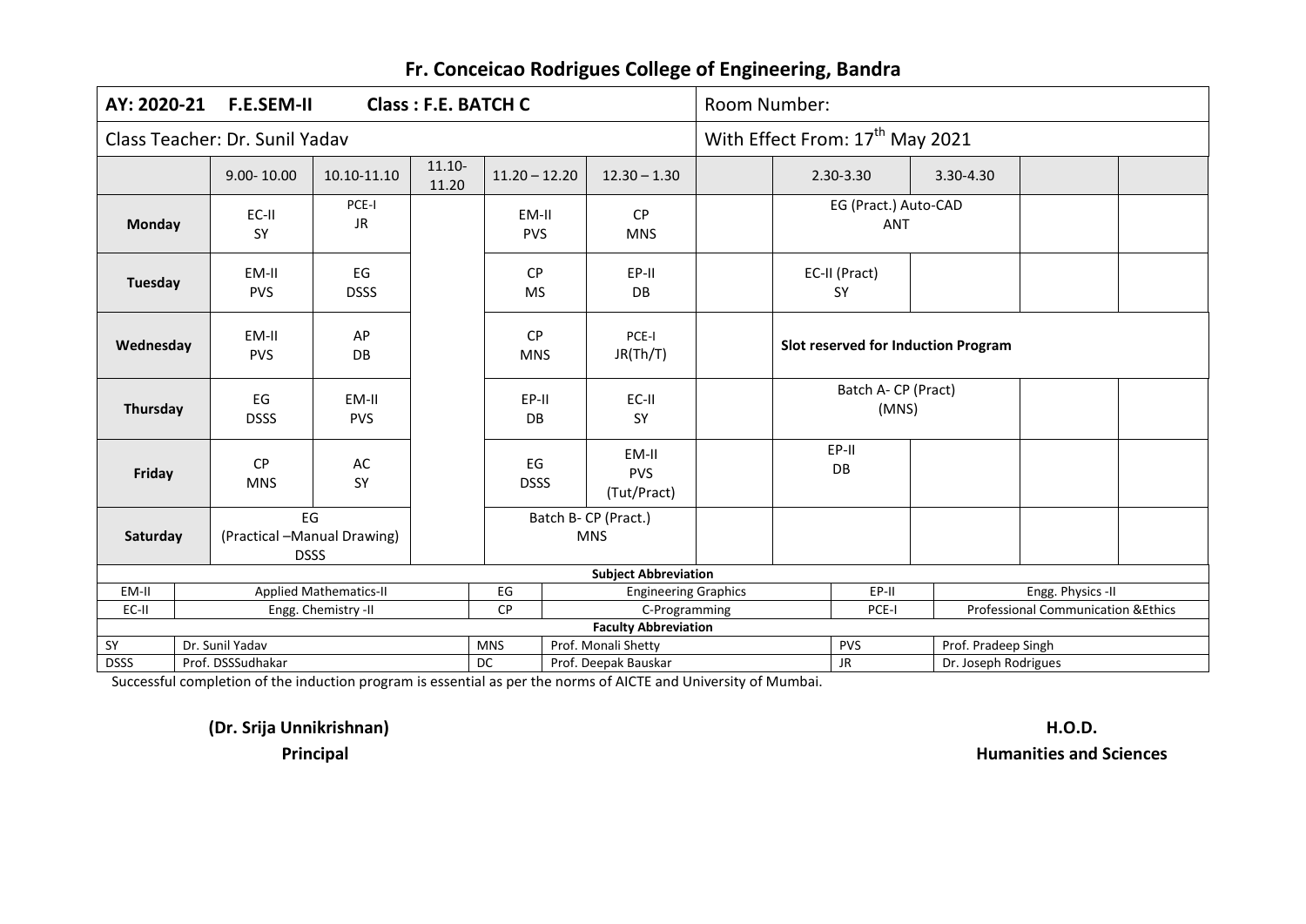# Fr. Conceicao Rodrigues College of Engineering, Bandra

| AY: 2020-21 F.E.SEM-II Class : F.E. BATCH C | | | | | | Room Number: | | | | |
|---|---|---|---|---|---|---|---|---|---|---|
| Class Teacher: Dr. Sunil Yadav | | | | | | With Effect From: 17th May 2021 | | | | |
| | 9.00- 10.00 | 10.10-11.10 | 11.10-11.20 | 11.20 – 12.20 | 12.30 – 1.30 | | 2.30-3.30 | 3.30-4.30 | | |
| **Monday** | EC-II SY | PCE-I JR | | EM-II PVS | CP MNS | | EG (Pract.) Auto-CAD ANT | | | |
| **Tuesday** | EM-II PVS | EG DSSS | | CP MS | EP-II DB | | EC-II (Pract) SY | | | |
| **Wednesday** | EM-II PVS | AP DB | | CP MNS | PCE-I JR(Th/T) | | **Slot reserved for Induction Program** | | | |
| **Thursday** | EG DSSS | EM-II PVS | | EP-II DB | EC-II SY | | Batch A- CP (Pract) (MNS) | | | |
| **Friday** | CP MNS | AC SY | | EG DSSS | EM-II PVS (Tut/Pract) | | EP-II DB | | | |
| **Saturday** | EG (Practical –Manual Drawing) DSSS | | | Batch B- CP (Pract.) MNS | | | | | | |

**Subject Abbreviation**

| | | | | | |
|---|---|---|---|---|---|
| EM-II | Applied Mathematics-II | EG | Engineering Graphics | EP-II | Engg. Physics -II |
| EC-II | Engg. Chemistry -II | CP | C-Programming | PCE-I | Professional Communication &Ethics |

**Faculty Abbreviation**

| | | | | | |
|---|---|---|---|---|---|
| SY | Dr. Sunil Yadav | MNS | Prof. Monali Shetty | PVS | Prof. Pradeep Singh |
| DSSS | Prof. DSSSudhakar | DC | Prof. Deepak Bauskar | JR | Dr. Joseph Rodrigues |

Successful completion of the induction program is essential as per the norms of AICTE and University of Mumbai.

**(Dr. Srija Unnikrishnan)**
**Principal**

**H.O.D.**
**Humanities and Sciences**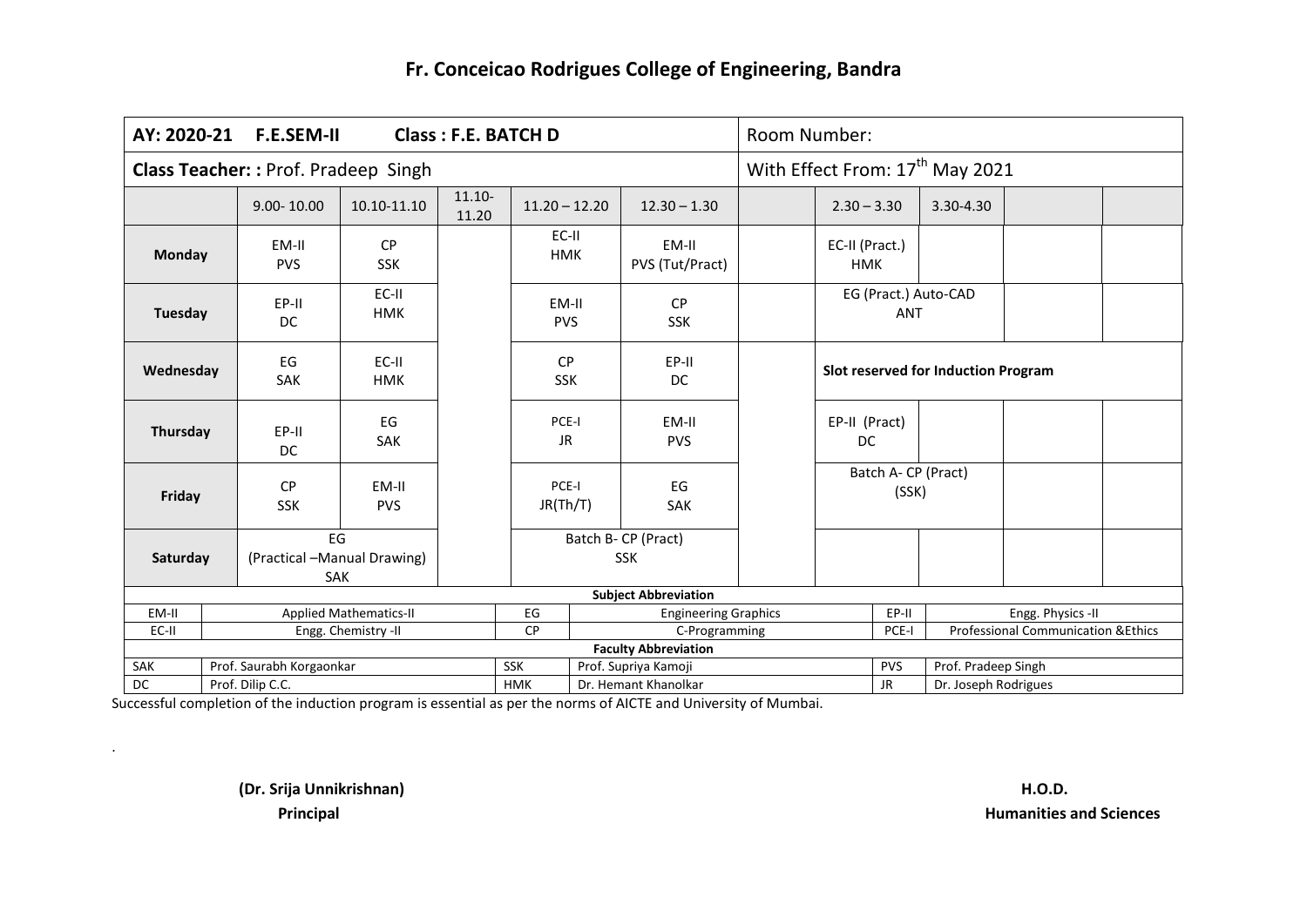# Fr. Conceicao Rodrigues College of Engineering, Bandra

| AY: 2020-21 F.E.SEM-II Class : F.E. BATCH D | | | | | | | Room Number: | | | | |
|---|---|---|---|---|---|---|---|---|---|---|---|
| **Class Teacher: :** Prof. Pradeep Singh | | | | | | | With Effect From: 17th May 2021 | | | | |
| | 9.00- 10.00 | 10.10-11.10 | 11.10-11.20 | 11.20 – 12.20 | 12.30 – 1.30 | | 2.30 – 3.30 | 3.30-4.30 | | |
| **Monday** | EM-II PVS | CP SSK | | EC-II HMK | EM-II PVS (Tut/Pract) | | EC-II (Pract.) HMK | | | |
| **Tuesday** | EP-II DC | EC-II HMK | | EM-II PVS | CP SSK | | EG (Pract.) Auto-CAD ANT | | | |
| **Wednesday** | EG SAK | EC-II HMK | | CP SSK | EP-II DC | | **Slot reserved for Induction Program** | | | |
| **Thursday** | EP-II DC | EG SAK | | PCE-I JR | EM-II PVS | | EP-II (Pract) DC | | | |
| **Friday** | CP SSK | EM-II PVS | | PCE-I JR(Th/T) | EG SAK | | Batch A- CP (Pract) (SSK) | | | |
| **Saturday** | EG (Practical –Manual Drawing) SAK | | | Batch B- CP (Pract) SSK | | | | | | |

**Subject Abbreviation**

| Abbr. | Subject | Abbr. | Subject | Abbr. | Subject |
|---|---|---|---|---|---|
| EM-II | Applied Mathematics-II | EG | Engineering Graphics | EP-II | Engg. Physics -II |
| EC-II | Engg. Chemistry -II | CP | C-Programming | PCE-I | Professional Communication &Ethics |

**Faculty Abbreviation**

| Abbr. | Faculty | Abbr. | Faculty | Abbr. | Faculty |
|---|---|---|---|---|---|
| SAK | Prof. Saurabh Korgaonkar | SSK | Prof. Supriya Kamoji | PVS | Prof. Pradeep Singh |
| DC | Prof. Dilip C.C. | HMK | Dr. Hemant Khanolkar | JR | Dr. Joseph Rodrigues |

Successful completion of the induction program is essential as per the norms of AICTE and University of Mumbai.

.

**(Dr. Srija Unnikrishnan)**
**Principal**

**H.O.D.**
**Humanities and Sciences**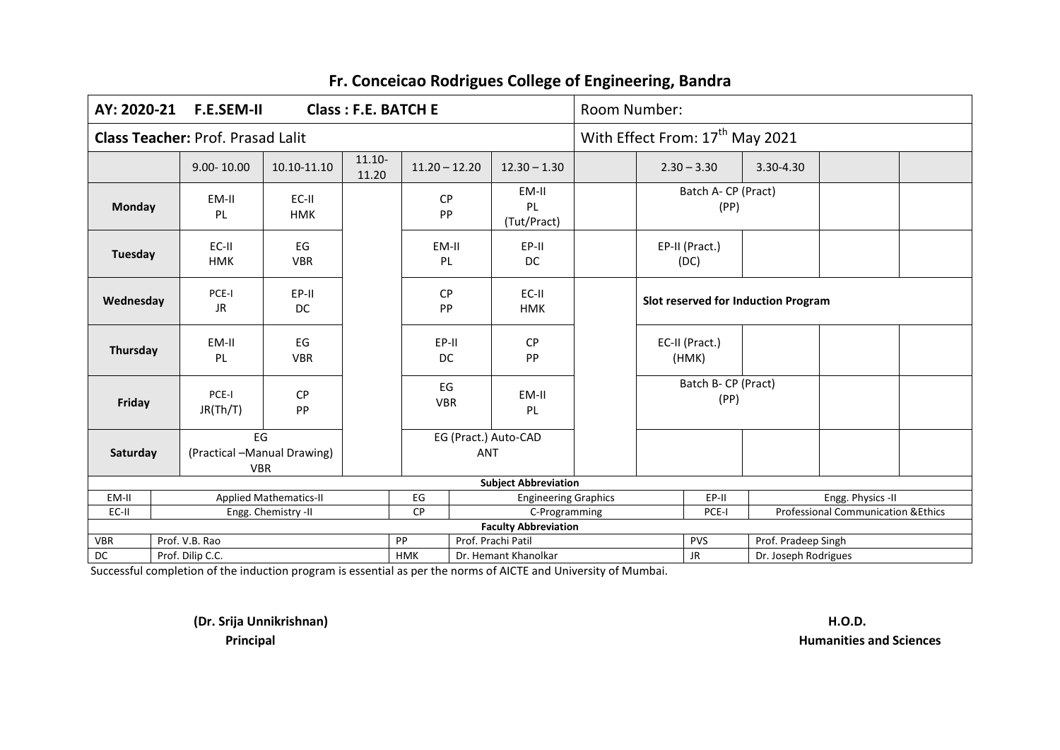# Fr. Conceicao Rodrigues College of Engineering, Bandra

| AY: 2020-21 F.E.SEM-II Class : F.E. BATCH E | | | | | | | Room Number: | | | | |
|---|---|---|---|---|---|---|---|---|---|---|---|
| **Class Teacher:** Prof. Prasad Lalit | | | | | | | With Effect From: 17th May 2021 | | | | |
| | 9.00- 10.00 | 10.10-11.10 | 11.10-11.20 | 11.20 – 12.20 | 12.30 – 1.30 | | 2.30 – 3.30 | 3.30-4.30 | | |
| **Monday** | EM-II PL | EC-II HMK | | CP PP | EM-II PL (Tut/Pract) | | Batch A- CP (Pract) (PP) | | | |
| **Tuesday** | EC-II HMK | EG VBR | | EM-II PL | EP-II DC | | EP-II (Pract.) (DC) | | | |
| **Wednesday** | PCE-I JR | EP-II DC | | CP PP | EC-II HMK | | **Slot reserved for Induction Program** | | | |
| **Thursday** | EM-II PL | EG VBR | | EP-II DC | CP PP | | EC-II (Pract.) (HMK) | | | |
| **Friday** | PCE-I JR(Th/T) | CP PP | | EG VBR | EM-II PL | | Batch B- CP (Pract) (PP) | | | |
| **Saturday** | EG (Practical –Manual Drawing) VBR | | | EG (Pract.) Auto-CAD ANT | | | | | | |

**Subject Abbreviation**

| | | | | | |
|---|---|---|---|---|---|
| EM-II | Applied Mathematics-II | EG | Engineering Graphics | EP-II | Engg. Physics -II |
| EC-II | Engg. Chemistry -II | CP | C-Programming | PCE-I | Professional Communication &Ethics |

**Faculty Abbreviation**

| | | | | | |
|---|---|---|---|---|---|
| VBR | Prof. V.B. Rao | PP | Prof. Prachi Patil | PVS | Prof. Pradeep Singh |
| DC | Prof. Dilip C.C. | HMK | Dr. Hemant Khanolkar | JR | Dr. Joseph Rodrigues |

Successful completion of the induction program is essential as per the norms of AICTE and University of Mumbai.

**(Dr. Srija Unnikrishnan)**
**Principal**

**H.O.D.**
**Humanities and Sciences**